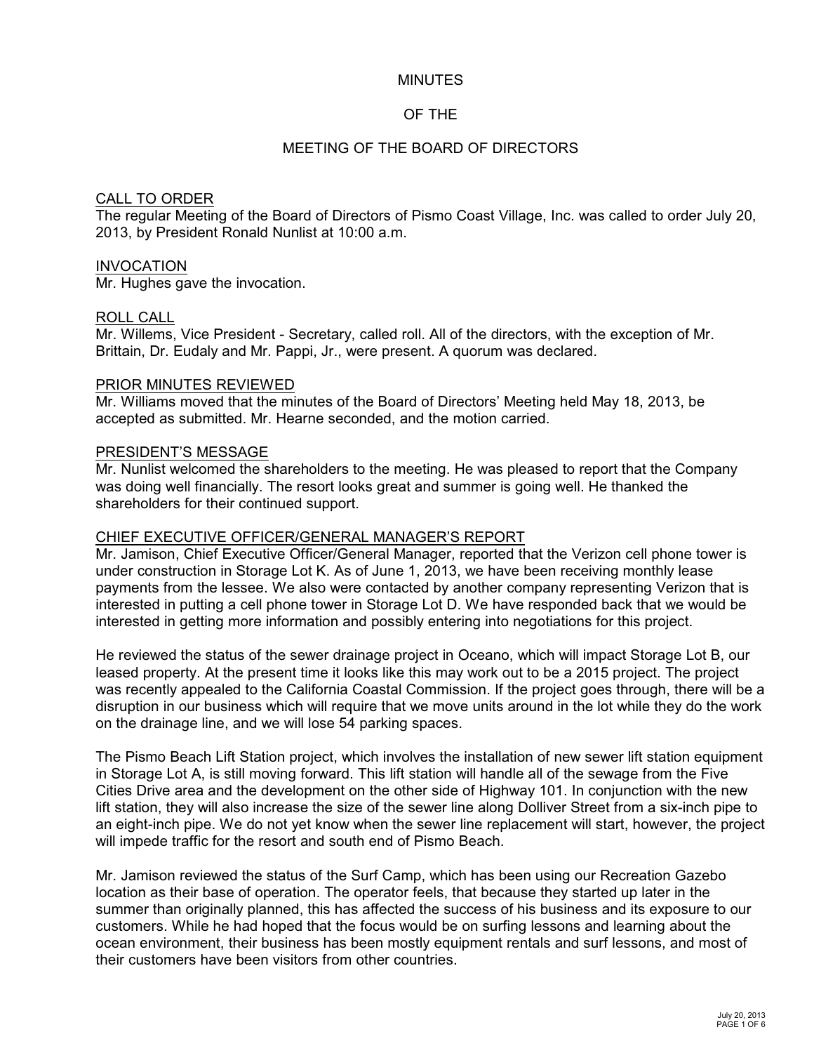# MINUTES

# OF THE

# MEETING OF THE BOARD OF DIRECTORS

## CALL TO ORDER

The regular Meeting of the Board of Directors of Pismo Coast Village, Inc. was called to order July 20, 2013, by President Ronald Nunlist at 10:00 a.m.

## INVOCATION

Mr. Hughes gave the invocation.

## ROLL CALL

Mr. Willems, Vice President - Secretary, called roll. All of the directors, with the exception of Mr. Brittain, Dr. Eudaly and Mr. Pappi, Jr., were present. A quorum was declared.

## PRIOR MINUTES REVIEWED

Mr. Williams moved that the minutes of the Board of Directors' Meeting held May 18, 2013, be accepted as submitted. Mr. Hearne seconded, and the motion carried.

## PRESIDENT'S MESSAGE

Mr. Nunlist welcomed the shareholders to the meeting. He was pleased to report that the Company was doing well financially. The resort looks great and summer is going well. He thanked the shareholders for their continued support.

## CHIEF EXECUTIVE OFFICER/GENERAL MANAGER'S REPORT

Mr. Jamison, Chief Executive Officer/General Manager, reported that the Verizon cell phone tower is under construction in Storage Lot K. As of June 1, 2013, we have been receiving monthly lease payments from the lessee. We also were contacted by another company representing Verizon that is interested in putting a cell phone tower in Storage Lot D. We have responded back that we would be interested in getting more information and possibly entering into negotiations for this project.

He reviewed the status of the sewer drainage project in Oceano, which will impact Storage Lot B, our leased property. At the present time it looks like this may work out to be a 2015 project. The project was recently appealed to the California Coastal Commission. If the project goes through, there will be a disruption in our business which will require that we move units around in the lot while they do the work on the drainage line, and we will lose 54 parking spaces.

The Pismo Beach Lift Station project, which involves the installation of new sewer lift station equipment in Storage Lot A, is still moving forward. This lift station will handle all of the sewage from the Five Cities Drive area and the development on the other side of Highway 101. In conjunction with the new lift station, they will also increase the size of the sewer line along Dolliver Street from a six-inch pipe to an eight-inch pipe. We do not yet know when the sewer line replacement will start, however, the project will impede traffic for the resort and south end of Pismo Beach.

Mr. Jamison reviewed the status of the Surf Camp, which has been using our Recreation Gazebo location as their base of operation. The operator feels, that because they started up later in the summer than originally planned, this has affected the success of his business and its exposure to our customers. While he had hoped that the focus would be on surfing lessons and learning about the ocean environment, their business has been mostly equipment rentals and surf lessons, and most of their customers have been visitors from other countries.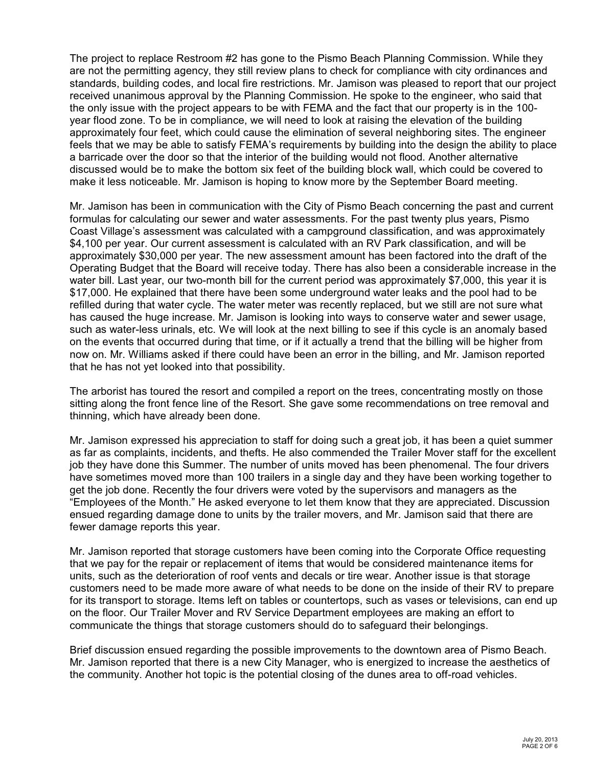The project to replace Restroom #2 has gone to the Pismo Beach Planning Commission. While they are not the permitting agency, they still review plans to check for compliance with city ordinances and standards, building codes, and local fire restrictions. Mr. Jamison was pleased to report that our project received unanimous approval by the Planning Commission. He spoke to the engineer, who said that the only issue with the project appears to be with FEMA and the fact that our property is in the 100-year flood zone. To be in compliance, we will need to look at raising the elevation of the building approximately four feet, which could cause the elimination of several neighboring sites. The engineer feels that we may be able to satisfy FEMA's requirements by building into the design the ability to place a barricade over the door so that the interior of the building would not flood. Another alternative discussed would be to make the bottom six feet of the building block wall, which could be covered to make it less noticeable. Mr. Jamison is hoping to know more by the September Board meeting.

Mr. Jamison has been in communication with the City of Pismo Beach concerning the past and current formulas for calculating our sewer and water assessments. For the past twenty plus years, Pismo Coast Village's assessment was calculated with a campground classification, and was approximately $4,100 per year. Our current assessment is calculated with an RV Park classification, and will be approximately $30,000 per year. The new assessment amount has been factored into the draft of the Operating Budget that the Board will receive today. There has also been a considerable increase in the water bill. Last year, our two-month bill for the current period was approximately $7,000, this year it is $17,000. He explained that there have been some underground water leaks and the pool had to be refilled during that water cycle. The water meter was recently replaced, but we still are not sure what has caused the huge increase. Mr. Jamison is looking into ways to conserve water and sewer usage, such as water-less urinals, etc. We will look at the next billing to see if this cycle is an anomaly based on the events that occurred during that time, or if it actually a trend that the billing will be higher from now on. Mr. Williams asked if there could have been an error in the billing, and Mr. Jamison reported that he has not yet looked into that possibility.

The arborist has toured the resort and compiled a report on the trees, concentrating mostly on those sitting along the front fence line of the Resort. She gave some recommendations on tree removal and thinning, which have already been done.

Mr. Jamison expressed his appreciation to staff for doing such a great job, it has been a quiet summer as far as complaints, incidents, and thefts. He also commended the Trailer Mover staff for the excellent job they have done this Summer. The number of units moved has been phenomenal. The four drivers have sometimes moved more than 100 trailers in a single day and they have been working together to get the job done. Recently the four drivers were voted by the supervisors and managers as the "Employees of the Month." He asked everyone to let them know that they are appreciated. Discussion ensued regarding damage done to units by the trailer movers, and Mr. Jamison said that there are fewer damage reports this year.

Mr. Jamison reported that storage customers have been coming into the Corporate Office requesting that we pay for the repair or replacement of items that would be considered maintenance items for units, such as the deterioration of roof vents and decals or tire wear. Another issue is that storage customers need to be made more aware of what needs to be done on the inside of their RV to prepare for its transport to storage. Items left on tables or countertops, such as vases or televisions, can end up on the floor. Our Trailer Mover and RV Service Department employees are making an effort to communicate the things that storage customers should do to safeguard their belongings.

Brief discussion ensued regarding the possible improvements to the downtown area of Pismo Beach. Mr. Jamison reported that there is a new City Manager, who is energized to increase the aesthetics of the community. Another hot topic is the potential closing of the dunes area to off-road vehicles.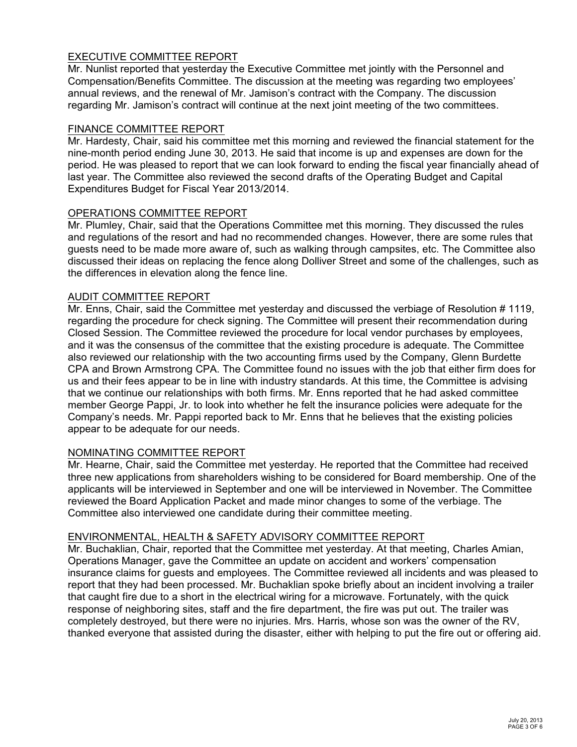## EXECUTIVE COMMITTEE REPORT

Mr. Nunlist reported that yesterday the Executive Committee met jointly with the Personnel and Compensation/Benefits Committee. The discussion at the meeting was regarding two employees' annual reviews, and the renewal of Mr. Jamison's contract with the Company. The discussion regarding Mr. Jamison's contract will continue at the next joint meeting of the two committees.

## FINANCE COMMITTEE REPORT

Mr. Hardesty, Chair, said his committee met this morning and reviewed the financial statement for the nine-month period ending June 30, 2013. He said that income is up and expenses are down for the period. He was pleased to report that we can look forward to ending the fiscal year financially ahead of last year. The Committee also reviewed the second drafts of the Operating Budget and Capital Expenditures Budget for Fiscal Year 2013/2014.

## OPERATIONS COMMITTEE REPORT

Mr. Plumley, Chair, said that the Operations Committee met this morning. They discussed the rules and regulations of the resort and had no recommended changes. However, there are some rules that guests need to be made more aware of, such as walking through campsites, etc. The Committee also discussed their ideas on replacing the fence along Dolliver Street and some of the challenges, such as the differences in elevation along the fence line.

## AUDIT COMMITTEE REPORT

Mr. Enns, Chair, said the Committee met yesterday and discussed the verbiage of Resolution # 1119, regarding the procedure for check signing. The Committee will present their recommendation during Closed Session. The Committee reviewed the procedure for local vendor purchases by employees, and it was the consensus of the committee that the existing procedure is adequate. The Committee also reviewed our relationship with the two accounting firms used by the Company, Glenn Burdette CPA and Brown Armstrong CPA. The Committee found no issues with the job that either firm does for us and their fees appear to be in line with industry standards. At this time, the Committee is advising that we continue our relationships with both firms. Mr. Enns reported that he had asked committee member George Pappi, Jr. to look into whether he felt the insurance policies were adequate for the Company's needs. Mr. Pappi reported back to Mr. Enns that he believes that the existing policies appear to be adequate for our needs.

## NOMINATING COMMITTEE REPORT

Mr. Hearne, Chair, said the Committee met yesterday. He reported that the Committee had received three new applications from shareholders wishing to be considered for Board membership. One of the applicants will be interviewed in September and one will be interviewed in November. The Committee reviewed the Board Application Packet and made minor changes to some of the verbiage. The Committee also interviewed one candidate during their committee meeting.

## ENVIRONMENTAL, HEALTH & SAFETY ADVISORY COMMITTEE REPORT

Mr. Buchaklian, Chair, reported that the Committee met yesterday. At that meeting, Charles Amian, Operations Manager, gave the Committee an update on accident and workers' compensation insurance claims for guests and employees. The Committee reviewed all incidents and was pleased to report that they had been processed. Mr. Buchaklian spoke briefly about an incident involving a trailer that caught fire due to a short in the electrical wiring for a microwave. Fortunately, with the quick response of neighboring sites, staff and the fire department, the fire was put out. The trailer was completely destroyed, but there were no injuries. Mrs. Harris, whose son was the owner of the RV, thanked everyone that assisted during the disaster, either with helping to put the fire out or offering aid.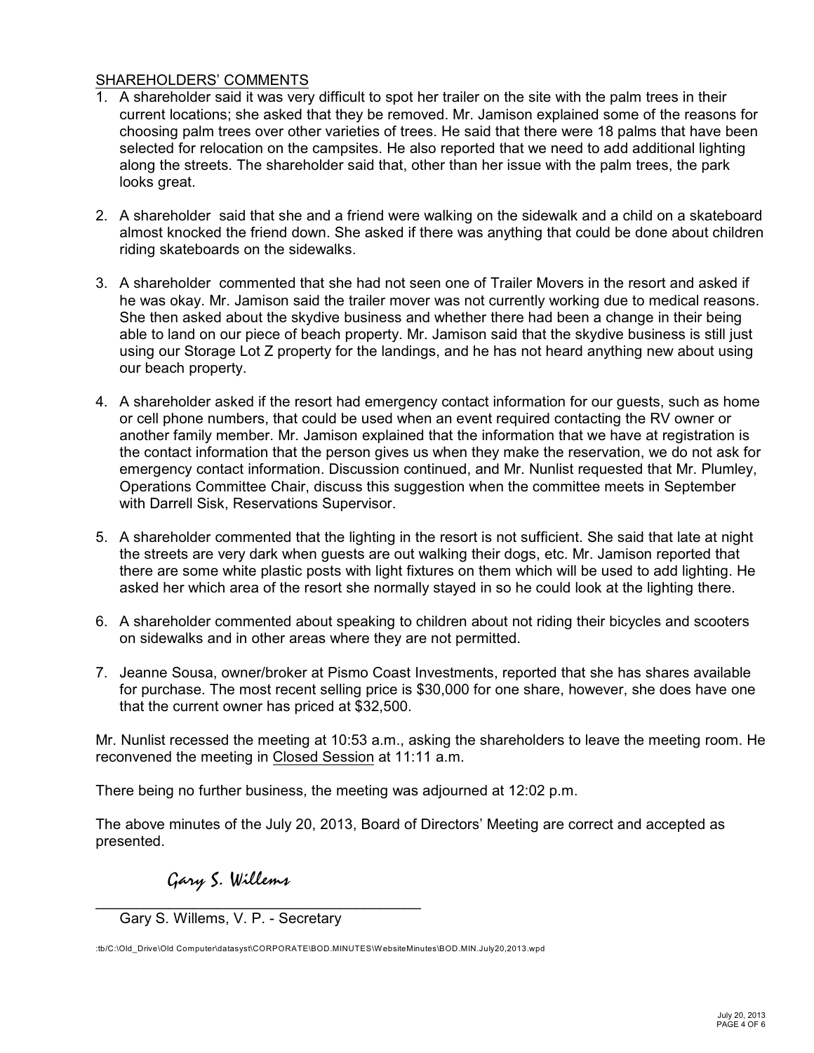SHAREHOLDERS' COMMENTS

1. A shareholder said it was very difficult to spot her trailer on the site with the palm trees in their current locations; she asked that they be removed. Mr. Jamison explained some of the reasons for choosing palm trees over other varieties of trees. He said that there were 18 palms that have been selected for relocation on the campsites. He also reported that we need to add additional lighting along the streets. The shareholder said that, other than her issue with the palm trees, the park looks great.

2. A shareholder said that she and a friend were walking on the sidewalk and a child on a skateboard almost knocked the friend down. She asked if there was anything that could be done about children riding skateboards on the sidewalks.

3. A shareholder commented that she had not seen one of Trailer Movers in the resort and asked if he was okay. Mr. Jamison said the trailer mover was not currently working due to medical reasons. She then asked about the skydive business and whether there had been a change in their being able to land on our piece of beach property. Mr. Jamison said that the skydive business is still just using our Storage Lot Z property for the landings, and he has not heard anything new about using our beach property.

4. A shareholder asked if the resort had emergency contact information for our guests, such as home or cell phone numbers, that could be used when an event required contacting the RV owner or another family member. Mr. Jamison explained that the information that we have at registration is the contact information that the person gives us when they make the reservation, we do not ask for emergency contact information. Discussion continued, and Mr. Nunlist requested that Mr. Plumley, Operations Committee Chair, discuss this suggestion when the committee meets in September with Darrell Sisk, Reservations Supervisor.

5. A shareholder commented that the lighting in the resort is not sufficient. She said that late at night the streets are very dark when guests are out walking their dogs, etc. Mr. Jamison reported that there are some white plastic posts with light fixtures on them which will be used to add lighting. He asked her which area of the resort she normally stayed in so he could look at the lighting there.

6. A shareholder commented about speaking to children about not riding their bicycles and scooters on sidewalks and in other areas where they are not permitted.

7. Jeanne Sousa, owner/broker at Pismo Coast Investments, reported that she has shares available for purchase. The most recent selling price is $30,000 for one share, however, she does have one that the current owner has priced at $32,500.

Mr. Nunlist recessed the meeting at 10:53 a.m., asking the shareholders to leave the meeting room. He reconvened the meeting in Closed Session at 11:11 a.m.

There being no further business, the meeting was adjourned at 12:02 p.m.

The above minutes of the July 20, 2013, Board of Directors' Meeting are correct and accepted as presented.

*Gary S. Willems*

Gary S. Willems, V. P. - Secretary

:tb/C:\Old_Drive\Old Computer\datasyst\CORPORATE\BOD.MINUTES\WebsiteMinutes\BOD.MIN.July20,2013.wpd